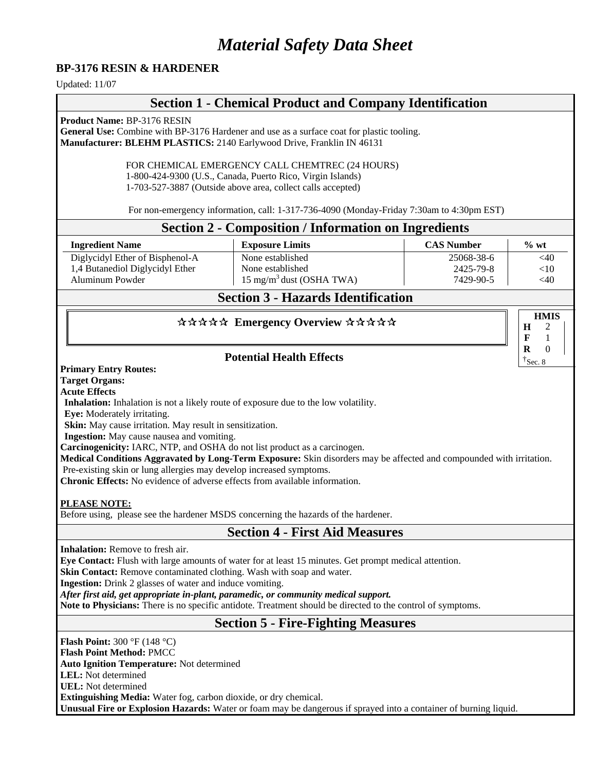# *Material Safety Data Sheet*

**BP-3176 RESIN & HARDENER**

Updated: 11/07

## Section 1 - Chemical Product and Company Identification

**Product Name:** BP-3176 RESIN
**General Use:** Combine with BP-3176 Hardener and use as a surface coat for plastic tooling.
**Manufacturer: BLEHM PLASTICS:** 2140 Earlywood Drive, Franklin IN 46131

FOR CHEMICAL EMERGENCY CALL CHEMTREC (24 HOURS)
1-800-424-9300 (U.S., Canada, Puerto Rico, Virgin Islands)
1-703-527-3887 (Outside above area, collect calls accepted)

For non-emergency information, call: 1-317-736-4090 (Monday-Friday 7:30am to 4:30pm EST)

## Section 2 - Composition / Information on Ingredients

| Ingredient Name | Exposure Limits | CAS Number | % wt |
|---|---|---|---|
| Diglycidyl Ether of Bisphenol-A | None established | 25068-38-6 | <40 |
| 1,4 Butanediol Diglycidyl Ether | None established | 2425-79-8 | <10 |
| Aluminum Powder | 15 $mg/m^3$ dust (OSHA TWA) | 7429-90-5 | <40 |

## Section 3 - Hazards Identification

**☆☆☆☆☆ Emergency Overview ☆☆☆☆☆**

| HMIS | |
|---|---|
| H | 2 |
| F | 1 |
| R | 0 |

† Sec. 8

### Potential Health Effects

**Primary Entry Routes:**
**Target Organs:**
**Acute Effects**
**Inhalation:** Inhalation is not a likely route of exposure due to the low volatility.
**Eye:** Moderately irritating.
**Skin:** May cause irritation. May result in sensitization.
**Ingestion:** May cause nausea and vomiting.
**Carcinogenicity:** IARC, NTP, and OSHA do not list product as a carcinogen.
**Medical Conditions Aggravated by Long-Term Exposure:** Skin disorders may be affected and compounded with irritation. Pre-existing skin or lung allergies may develop increased symptoms.
**Chronic Effects:** No evidence of adverse effects from available information.

**PLEASE NOTE:**
Before using, please see the hardener MSDS concerning the hazards of the hardener.

## Section 4 - First Aid Measures

**Inhalation:** Remove to fresh air.
**Eye Contact:** Flush with large amounts of water for at least 15 minutes. Get prompt medical attention.
**Skin Contact:** Remove contaminated clothing. Wash with soap and water.
**Ingestion:** Drink 2 glasses of water and induce vomiting.
***After first aid, get appropriate in-plant, paramedic, or community medical support.***
**Note to Physicians:** There is no specific antidote. Treatment should be directed to the control of symptoms.

## Section 5 - Fire-Fighting Measures

**Flash Point:** 300 °F (148 °C)
**Flash Point Method:** PMCC
**Auto Ignition Temperature:** Not determined
**LEL:** Not determined
**UEL:** Not determined
**Extinguishing Media:** Water fog, carbon dioxide, or dry chemical.
**Unusual Fire or Explosion Hazards:** Water or foam may be dangerous if sprayed into a container of burning liquid.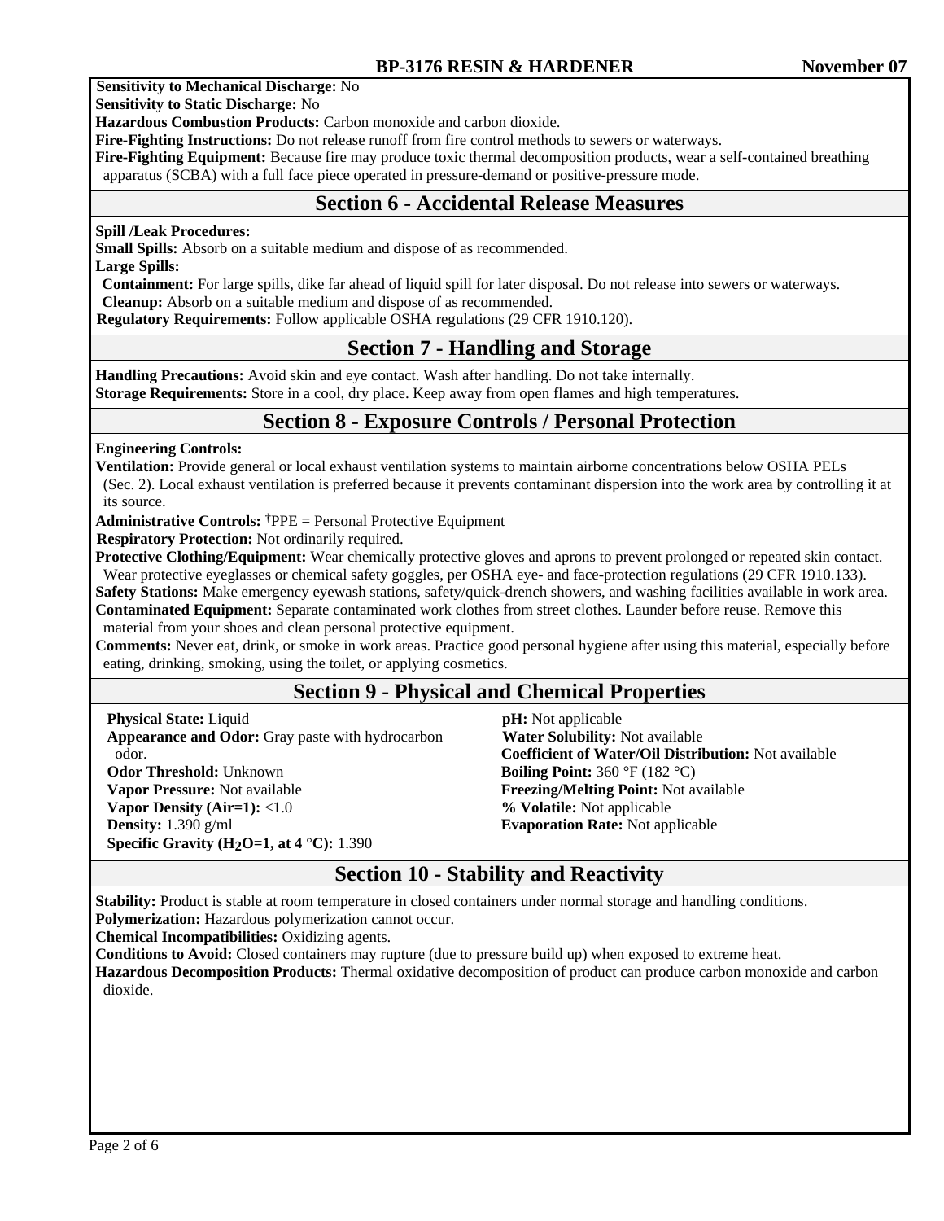**Sensitivity to Mechanical Discharge:** No
**Sensitivity to Static Discharge:** No
**Hazardous Combustion Products:** Carbon monoxide and carbon dioxide.
**Fire-Fighting Instructions:** Do not release runoff from fire control methods to sewers or waterways.
**Fire-Fighting Equipment:** Because fire may produce toxic thermal decomposition products, wear a self-contained breathing apparatus (SCBA) with a full face piece operated in pressure-demand or positive-pressure mode.

## Section 6 - Accidental Release Measures

**Spill /Leak Procedures:**
**Small Spills:** Absorb on a suitable medium and dispose of as recommended.
**Large Spills:**
**Containment:** For large spills, dike far ahead of liquid spill for later disposal. Do not release into sewers or waterways.
**Cleanup:** Absorb on a suitable medium and dispose of as recommended.
**Regulatory Requirements:** Follow applicable OSHA regulations (29 CFR 1910.120).

## Section 7 - Handling and Storage

**Handling Precautions:** Avoid skin and eye contact. Wash after handling. Do not take internally.
**Storage Requirements:** Store in a cool, dry place. Keep away from open flames and high temperatures.

## Section 8 - Exposure Controls / Personal Protection

**Engineering Controls:**
**Ventilation:** Provide general or local exhaust ventilation systems to maintain airborne concentrations below OSHA PELs (Sec. 2). Local exhaust ventilation is preferred because it prevents contaminant dispersion into the work area by controlling it at its source.
**Administrative Controls:** †PPE = Personal Protective Equipment
**Respiratory Protection:** Not ordinarily required.
**Protective Clothing/Equipment:** Wear chemically protective gloves and aprons to prevent prolonged or repeated skin contact. Wear protective eyeglasses or chemical safety goggles, per OSHA eye- and face-protection regulations (29 CFR 1910.133).
**Safety Stations:** Make emergency eyewash stations, safety/quick-drench showers, and washing facilities available in work area.
**Contaminated Equipment:** Separate contaminated work clothes from street clothes. Launder before reuse. Remove this material from your shoes and clean personal protective equipment.
**Comments:** Never eat, drink, or smoke in work areas. Practice good personal hygiene after using this material, especially before eating, drinking, smoking, using the toilet, or applying cosmetics.

## Section 9 - Physical and Chemical Properties

**Physical State:** Liquid
**Appearance and Odor:** Gray paste with hydrocarbon odor.
**Odor Threshold:** Unknown
**Vapor Pressure:** Not available
**Vapor Density (Air=1):** <1.0
**Density:** 1.390 g/ml
**Specific Gravity ($H_2O$=1, at 4 °C):** 1.390
**pH:** Not applicable
**Water Solubility:** Not available
**Coefficient of Water/Oil Distribution:** Not available
**Boiling Point:** 360 °F (182 °C)
**Freezing/Melting Point:** Not available
**% Volatile:** Not applicable
**Evaporation Rate:** Not applicable

## Section 10 - Stability and Reactivity

**Stability:** Product is stable at room temperature in closed containers under normal storage and handling conditions.
**Polymerization:** Hazardous polymerization cannot occur.
**Chemical Incompatibilities:** Oxidizing agents.
**Conditions to Avoid:** Closed containers may rupture (due to pressure build up) when exposed to extreme heat.
**Hazardous Decomposition Products:** Thermal oxidative decomposition of product can produce carbon monoxide and carbon dioxide.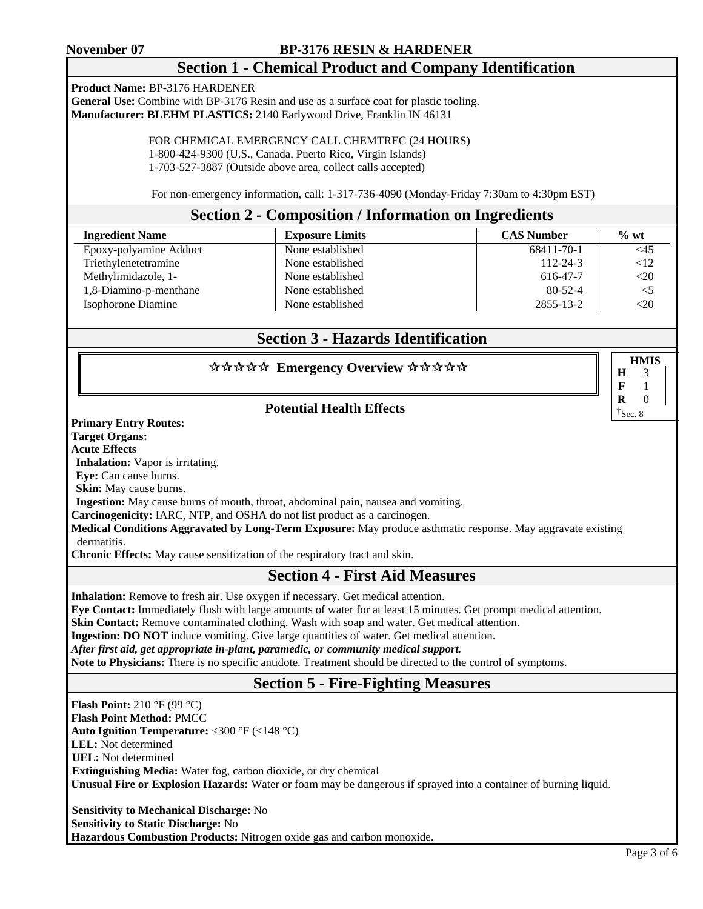## Section 1 - Chemical Product and Company Identification

**Product Name:** BP-3176 HARDENER
**General Use:** Combine with BP-3176 Resin and use as a surface coat for plastic tooling.
**Manufacturer: BLEHM PLASTICS:** 2140 Earlywood Drive, Franklin IN 46131

FOR CHEMICAL EMERGENCY CALL CHEMTREC (24 HOURS)
1-800-424-9300 (U.S., Canada, Puerto Rico, Virgin Islands)
1-703-527-3887 (Outside above area, collect calls accepted)

For non-emergency information, call: 1-317-736-4090 (Monday-Friday 7:30am to 4:30pm EST)

## Section 2 - Composition / Information on Ingredients

| Ingredient Name | Exposure Limits | CAS Number | % wt |
|---|---|---|---|
| Epoxy-polyamine Adduct | None established | 68411-70-1 | <45 |
| Triethylenetetramine | None established | 112-24-3 | <12 |
| Methylimidazole, 1- | None established | 616-47-7 | <20 |
| 1,8-Diamino-p-menthane | None established | 80-52-4 | <5 |
| Isophorone Diamine | None established | 2855-13-2 | <20 |

## Section 3 - Hazards Identification

### ☆☆☆☆☆ Emergency Overview ☆☆☆☆☆

| HMIS | |
|---|---|
| H | 3 |
| F | 1 |
| R | 0 |

†Sec. 8

### Potential Health Effects

**Primary Entry Routes:**
**Target Organs:**
**Acute Effects**
**Inhalation:** Vapor is irritating.
**Eye:** Can cause burns.
**Skin:** May cause burns.
**Ingestion:** May cause burns of mouth, throat, abdominal pain, nausea and vomiting.
**Carcinogenicity:** IARC, NTP, and OSHA do not list product as a carcinogen.
**Medical Conditions Aggravated by Long-Term Exposure:** May produce asthmatic response. May aggravate existing dermatitis.
**Chronic Effects:** May cause sensitization of the respiratory tract and skin.

## Section 4 - First Aid Measures

**Inhalation:** Remove to fresh air. Use oxygen if necessary. Get medical attention.
**Eye Contact:** Immediately flush with large amounts of water for at least 15 minutes. Get prompt medical attention.
**Skin Contact:** Remove contaminated clothing. Wash with soap and water. Get medical attention.
**Ingestion: DO NOT** induce vomiting. Give large quantities of water. Get medical attention.
***After first aid, get appropriate in-plant, paramedic, or community medical support.***
**Note to Physicians:** There is no specific antidote. Treatment should be directed to the control of symptoms.

## Section 5 - Fire-Fighting Measures

**Flash Point:** 210 °F (99 °C)
**Flash Point Method:** PMCC
**Auto Ignition Temperature:** <300 °F (<148 °C)
**LEL:** Not determined
**UEL:** Not determined
**Extinguishing Media:** Water fog, carbon dioxide, or dry chemical
**Unusual Fire or Explosion Hazards:** Water or foam may be dangerous if sprayed into a container of burning liquid.

**Sensitivity to Mechanical Discharge:** No
**Sensitivity to Static Discharge:** No
**Hazardous Combustion Products:** Nitrogen oxide gas and carbon monoxide.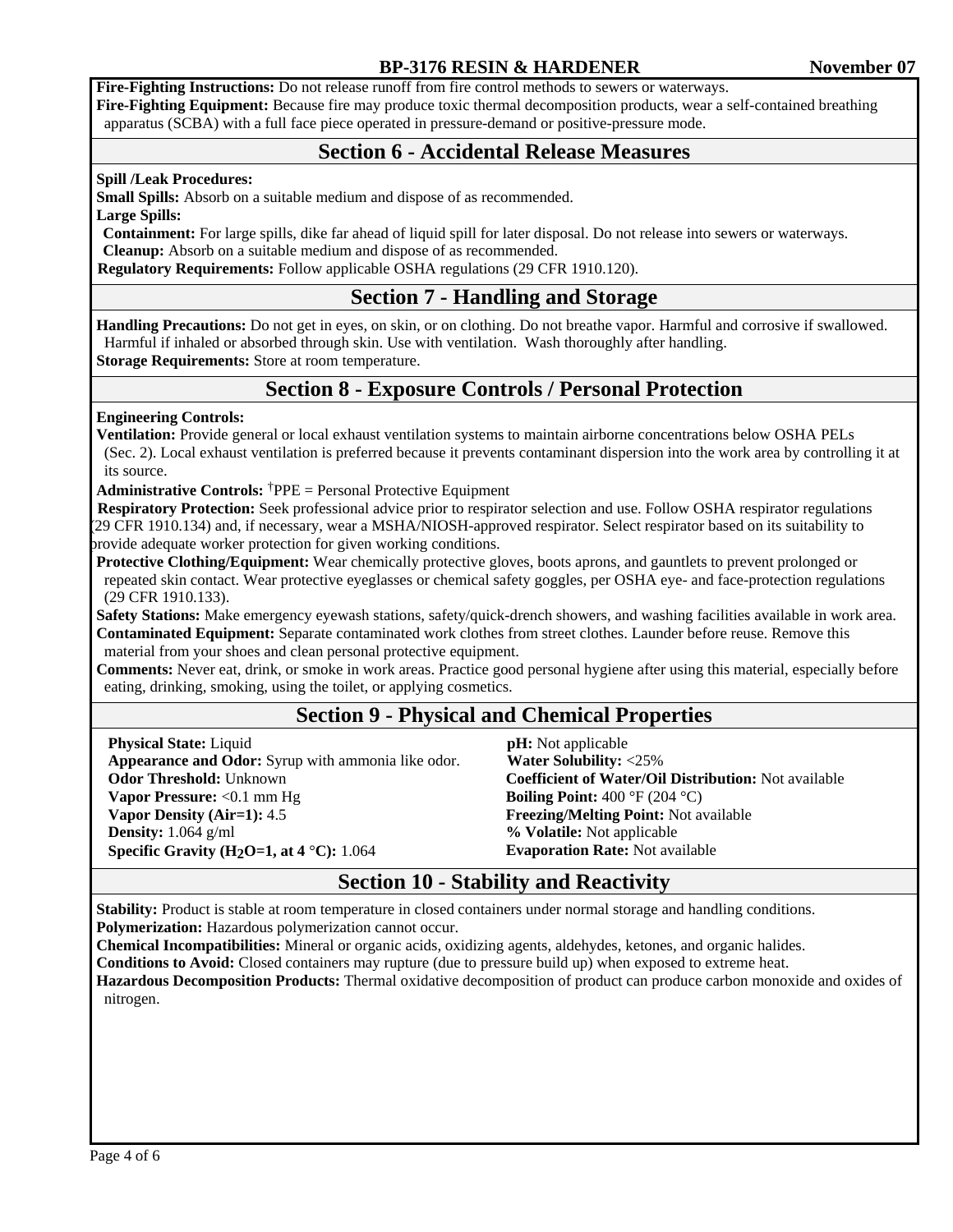**Fire-Fighting Instructions:** Do not release runoff from fire control methods to sewers or waterways.

**Fire-Fighting Equipment:** Because fire may produce toxic thermal decomposition products, wear a self-contained breathing apparatus (SCBA) with a full face piece operated in pressure-demand or positive-pressure mode.

## Section 6 - Accidental Release Measures

**Spill /Leak Procedures:**

**Small Spills:** Absorb on a suitable medium and dispose of as recommended.

**Large Spills:**

**Containment:** For large spills, dike far ahead of liquid spill for later disposal. Do not release into sewers or waterways.

**Cleanup:** Absorb on a suitable medium and dispose of as recommended.

**Regulatory Requirements:** Follow applicable OSHA regulations (29 CFR 1910.120).

## Section 7 - Handling and Storage

**Handling Precautions:** Do not get in eyes, on skin, or on clothing. Do not breathe vapor. Harmful and corrosive if swallowed. Harmful if inhaled or absorbed through skin. Use with ventilation. Wash thoroughly after handling.

**Storage Requirements:** Store at room temperature.

## Section 8 - Exposure Controls / Personal Protection

**Engineering Controls:**

**Ventilation:** Provide general or local exhaust ventilation systems to maintain airborne concentrations below OSHA PELs (Sec. 2). Local exhaust ventilation is preferred because it prevents contaminant dispersion into the work area by controlling it at its source.

**Administrative Controls:** †PPE = Personal Protective Equipment

**Respiratory Protection:** Seek professional advice prior to respirator selection and use. Follow OSHA respirator regulations (29 CFR 1910.134) and, if necessary, wear a MSHA/NIOSH-approved respirator. Select respirator based on its suitability to provide adequate worker protection for given working conditions.

**Protective Clothing/Equipment:** Wear chemically protective gloves, boots aprons, and gauntlets to prevent prolonged or repeated skin contact. Wear protective eyeglasses or chemical safety goggles, per OSHA eye- and face-protection regulations (29 CFR 1910.133).

**Safety Stations:** Make emergency eyewash stations, safety/quick-drench showers, and washing facilities available in work area.

**Contaminated Equipment:** Separate contaminated work clothes from street clothes. Launder before reuse. Remove this material from your shoes and clean personal protective equipment.

**Comments:** Never eat, drink, or smoke in work areas. Practice good personal hygiene after using this material, especially before eating, drinking, smoking, using the toilet, or applying cosmetics.

## Section 9 - Physical and Chemical Properties

**Physical State:** Liquid
**Appearance and Odor:** Syrup with ammonia like odor.
**Odor Threshold:** Unknown
**Vapor Pressure:** <0.1 mm Hg
**Vapor Density (Air=1):** 4.5
**Density:** 1.064 g/ml
**Specific Gravity ($H_2O$=1, at 4 °C):** 1.064

**pH:** Not applicable
**Water Solubility:** <25%
**Coefficient of Water/Oil Distribution:** Not available
**Boiling Point:** 400 °F (204 °C)
**Freezing/Melting Point:** Not available
**% Volatile:** Not applicable
**Evaporation Rate:** Not available

## Section 10 - Stability and Reactivity

**Stability:** Product is stable at room temperature in closed containers under normal storage and handling conditions.

**Polymerization:** Hazardous polymerization cannot occur.

**Chemical Incompatibilities:** Mineral or organic acids, oxidizing agents, aldehydes, ketones, and organic halides.

**Conditions to Avoid:** Closed containers may rupture (due to pressure build up) when exposed to extreme heat.

**Hazardous Decomposition Products:** Thermal oxidative decomposition of product can produce carbon monoxide and oxides of nitrogen.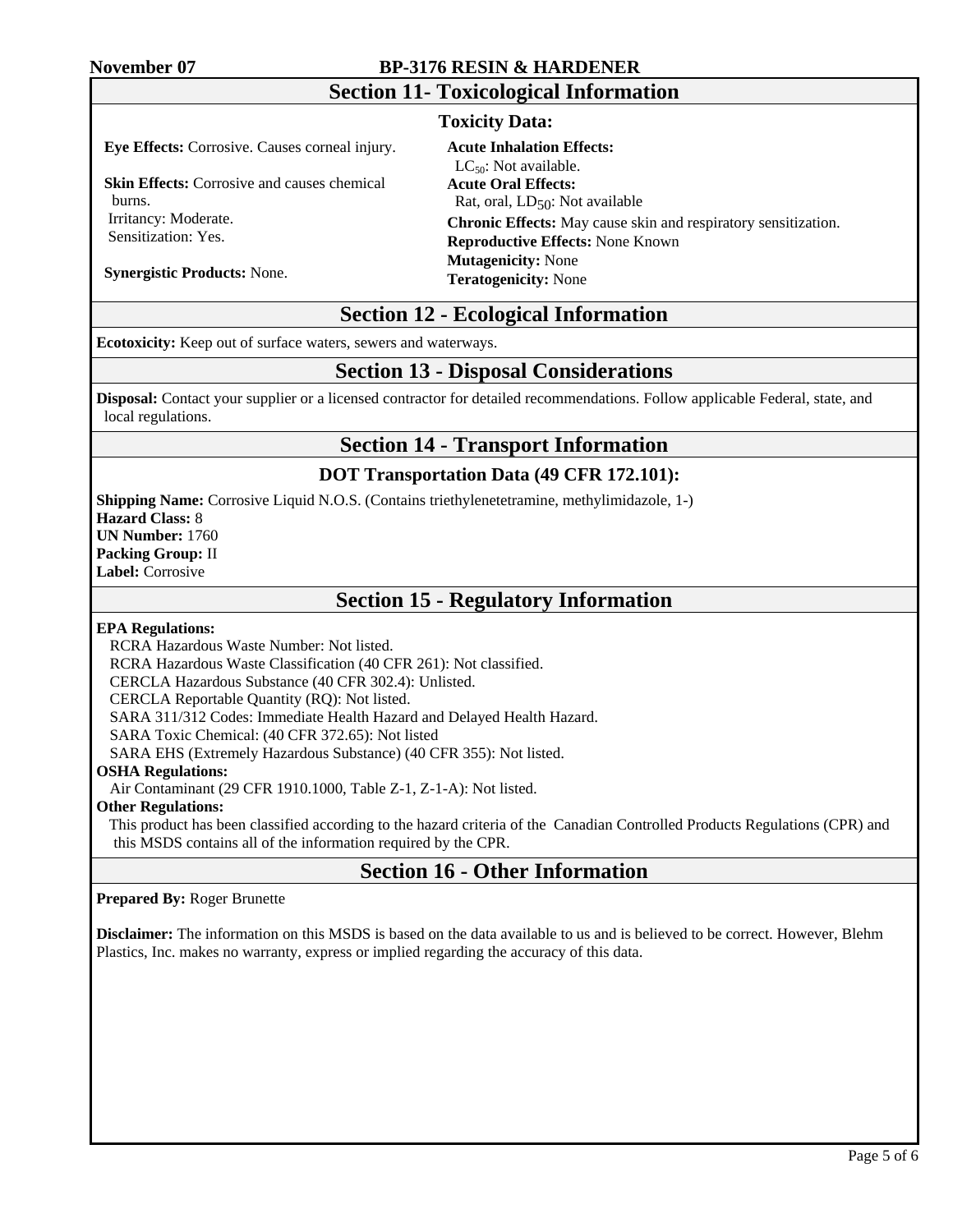## Section 11- Toxicological Information

### Toxicity Data:

**Eye Effects:** Corrosive. Causes corneal injury.

**Skin Effects:** Corrosive and causes chemical burns.
Irritancy: Moderate.
Sensitization: Yes.

**Synergistic Products:** None.

**Acute Inhalation Effects:**
$LC_{50}$: Not available.

**Acute Oral Effects:**
Rat, oral, $LD_{50}$: Not available

**Chronic Effects:** May cause skin and respiratory sensitization.

**Reproductive Effects:** None Known

**Mutagenicity:** None

**Teratogenicity:** None

## Section 12 - Ecological Information

**Ecotoxicity:** Keep out of surface waters, sewers and waterways.

## Section 13 - Disposal Considerations

**Disposal:** Contact your supplier or a licensed contractor for detailed recommendations. Follow applicable Federal, state, and local regulations.

## Section 14 - Transport Information

### DOT Transportation Data (49 CFR 172.101):

**Shipping Name:** Corrosive Liquid N.O.S. (Contains triethylenetetramine, methylimidazole, 1-)
**Hazard Class:** 8
**UN Number:** 1760
**Packing Group:** II
**Label:** Corrosive

## Section 15 - Regulatory Information

**EPA Regulations:**
RCRA Hazardous Waste Number: Not listed.
RCRA Hazardous Waste Classification (40 CFR 261): Not classified.
CERCLA Hazardous Substance (40 CFR 302.4): Unlisted.
CERCLA Reportable Quantity (RQ): Not listed.
SARA 311/312 Codes: Immediate Health Hazard and Delayed Health Hazard.
SARA Toxic Chemical: (40 CFR 372.65): Not listed
SARA EHS (Extremely Hazardous Substance) (40 CFR 355): Not listed.

**OSHA Regulations:**
Air Contaminant (29 CFR 1910.1000, Table Z-1, Z-1-A): Not listed.

**Other Regulations:**
This product has been classified according to the hazard criteria of the Canadian Controlled Products Regulations (CPR) and this MSDS contains all of the information required by the CPR.

## Section 16 - Other Information

**Prepared By:** Roger Brunette

**Disclaimer:** The information on this MSDS is based on the data available to us and is believed to be correct. However, Blehm Plastics, Inc. makes no warranty, express or implied regarding the accuracy of this data.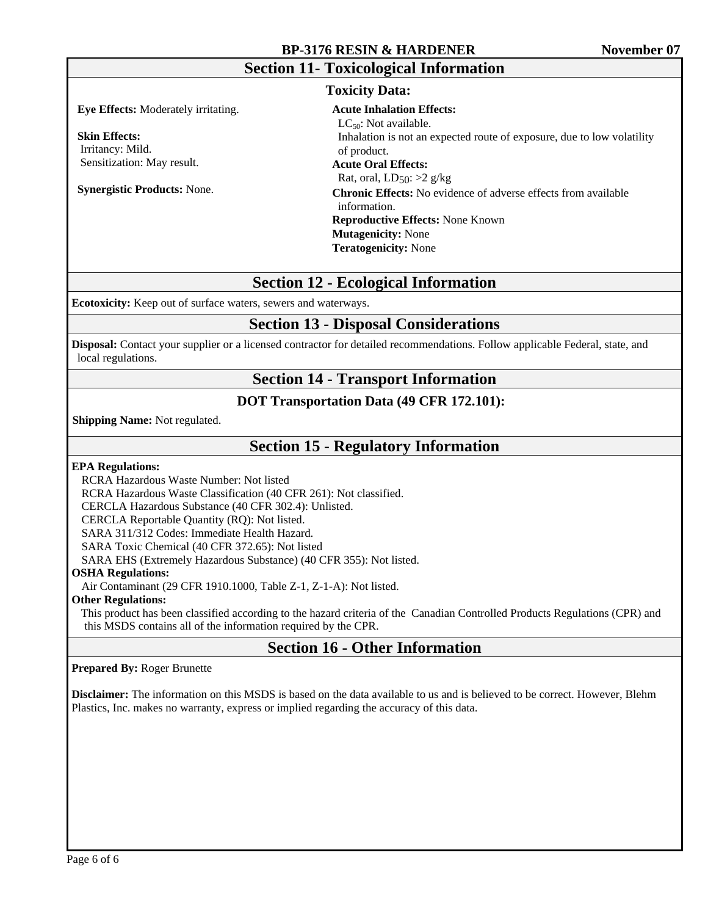## Section 11- Toxicological Information

### Toxicity Data:

**Eye Effects:** Moderately irritating.

**Skin Effects:**
Irritancy: Mild.
Sensitization: May result.

**Synergistic Products:** None.

**Acute Inhalation Effects:**
$LC_{50}$: Not available.
Inhalation is not an expected route of exposure, due to low volatility of product.

**Acute Oral Effects:**
Rat, oral, $LD_{50}$: >2 g/kg

**Chronic Effects:** No evidence of adverse effects from available information.

**Reproductive Effects:** None Known

**Mutagenicity:** None

**Teratogenicity:** None

## Section 12 - Ecological Information

**Ecotoxicity:** Keep out of surface waters, sewers and waterways.

## Section 13 - Disposal Considerations

**Disposal:** Contact your supplier or a licensed contractor for detailed recommendations. Follow applicable Federal, state, and local regulations.

## Section 14 - Transport Information

### DOT Transportation Data (49 CFR 172.101):

**Shipping Name:** Not regulated.

## Section 15 - Regulatory Information

**EPA Regulations:**
RCRA Hazardous Waste Number: Not listed
RCRA Hazardous Waste Classification (40 CFR 261): Not classified.
CERCLA Hazardous Substance (40 CFR 302.4): Unlisted.
CERCLA Reportable Quantity (RQ): Not listed.
SARA 311/312 Codes: Immediate Health Hazard.
SARA Toxic Chemical (40 CFR 372.65): Not listed
SARA EHS (Extremely Hazardous Substance) (40 CFR 355): Not listed.

**OSHA Regulations:**
Air Contaminant (29 CFR 1910.1000, Table Z-1, Z-1-A): Not listed.

**Other Regulations:**
This product has been classified according to the hazard criteria of the Canadian Controlled Products Regulations (CPR) and this MSDS contains all of the information required by the CPR.

## Section 16 - Other Information

**Prepared By:** Roger Brunette

**Disclaimer:** The information on this MSDS is based on the data available to us and is believed to be correct. However, Blehm Plastics, Inc. makes no warranty, express or implied regarding the accuracy of this data.